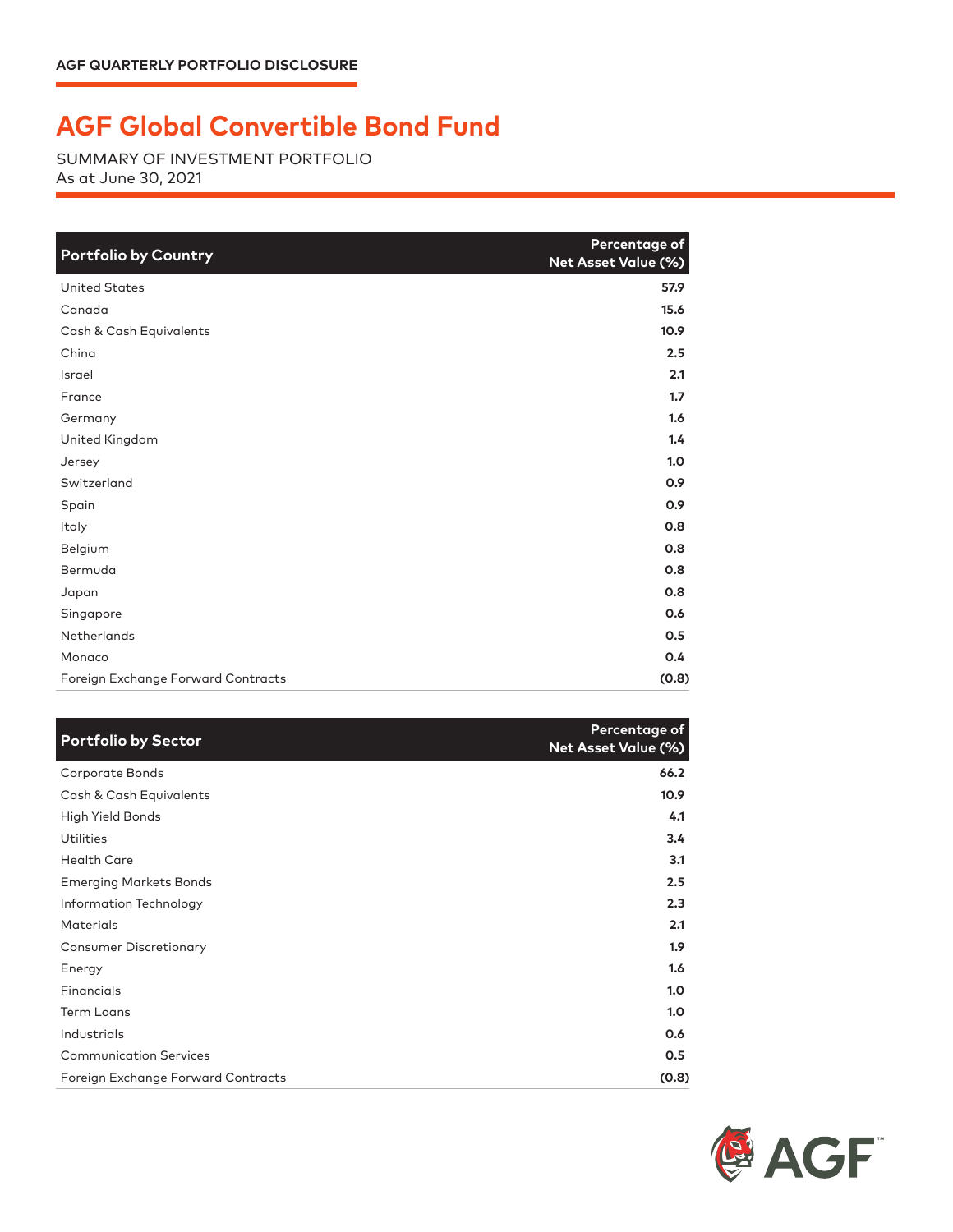AGF QUARTERLY PORTFOLIO DISCLOSURE

# AGF Global Convertible Bond Fund

SUMMARY OF INVESTMENT PORTFOLIO
As at June 30, 2021

| Portfolio by Country | Percentage of Net Asset Value (%) |
|---|---|
| United States | 57.9 |
| Canada | 15.6 |
| Cash & Cash Equivalents | 10.9 |
| China | 2.5 |
| Israel | 2.1 |
| France | 1.7 |
| Germany | 1.6 |
| United Kingdom | 1.4 |
| Jersey | 1.0 |
| Switzerland | 0.9 |
| Spain | 0.9 |
| Italy | 0.8 |
| Belgium | 0.8 |
| Bermuda | 0.8 |
| Japan | 0.8 |
| Singapore | 0.6 |
| Netherlands | 0.5 |
| Monaco | 0.4 |
| Foreign Exchange Forward Contracts | (0.8) |

| Portfolio by Sector | Percentage of Net Asset Value (%) |
|---|---|
| Corporate Bonds | 66.2 |
| Cash & Cash Equivalents | 10.9 |
| High Yield Bonds | 4.1 |
| Utilities | 3.4 |
| Health Care | 3.1 |
| Emerging Markets Bonds | 2.5 |
| Information Technology | 2.3 |
| Materials | 2.1 |
| Consumer Discretionary | 1.9 |
| Energy | 1.6 |
| Financials | 1.0 |
| Term Loans | 1.0 |
| Industrials | 0.6 |
| Communication Services | 0.5 |
| Foreign Exchange Forward Contracts | (0.8) |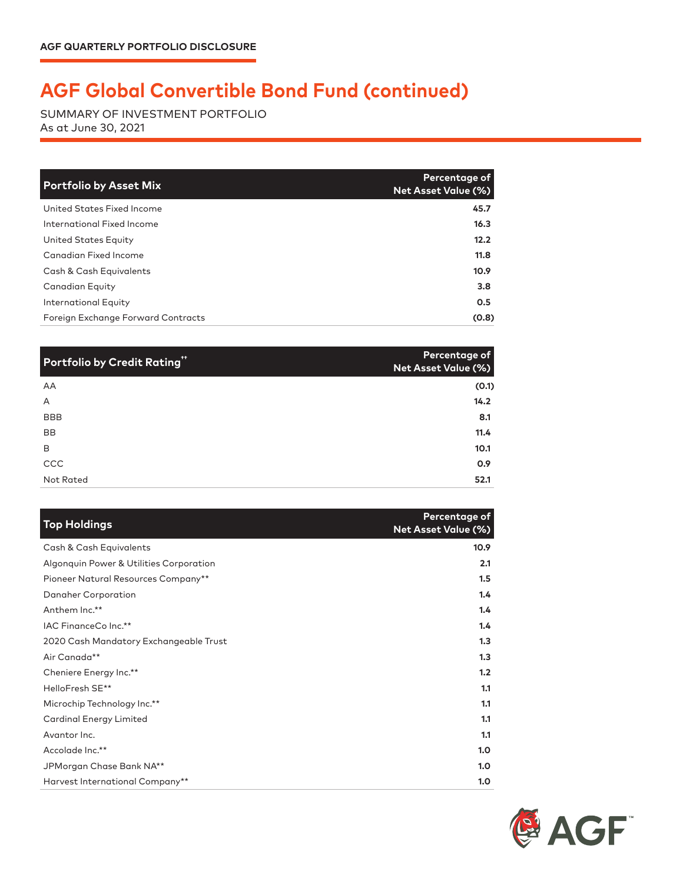AGF QUARTERLY PORTFOLIO DISCLOSURE

# AGF Global Convertible Bond Fund (continued)

SUMMARY OF INVESTMENT PORTFOLIO
As at June 30, 2021

| Portfolio by Asset Mix | Percentage of Net Asset Value (%) |
|---|---|
| United States Fixed Income | 45.7 |
| International Fixed Income | 16.3 |
| United States Equity | 12.2 |
| Canadian Fixed Income | 11.8 |
| Cash & Cash Equivalents | 10.9 |
| Canadian Equity | 3.8 |
| International Equity | 0.5 |
| Foreign Exchange Forward Contracts | (0.8) |

| Portfolio by Credit Rating†† | Percentage of Net Asset Value (%) |
|---|---|
| AA | (0.1) |
| A | 14.2 |
| BBB | 8.1 |
| BB | 11.4 |
| B | 10.1 |
| CCC | 0.9 |
| Not Rated | 52.1 |

| Top Holdings | Percentage of Net Asset Value (%) |
|---|---|
| Cash & Cash Equivalents | 10.9 |
| Algonquin Power & Utilities Corporation | 2.1 |
| Pioneer Natural Resources Company** | 1.5 |
| Danaher Corporation | 1.4 |
| Anthem Inc.** | 1.4 |
| IAC FinanceCo Inc.** | 1.4 |
| 2020 Cash Mandatory Exchangeable Trust | 1.3 |
| Air Canada** | 1.3 |
| Cheniere Energy Inc.** | 1.2 |
| HelloFresh SE** | 1.1 |
| Microchip Technology Inc.** | 1.1 |
| Cardinal Energy Limited | 1.1 |
| Avantor Inc. | 1.1 |
| Accolade Inc.** | 1.0 |
| JPMorgan Chase Bank NA** | 1.0 |
| Harvest International Company** | 1.0 |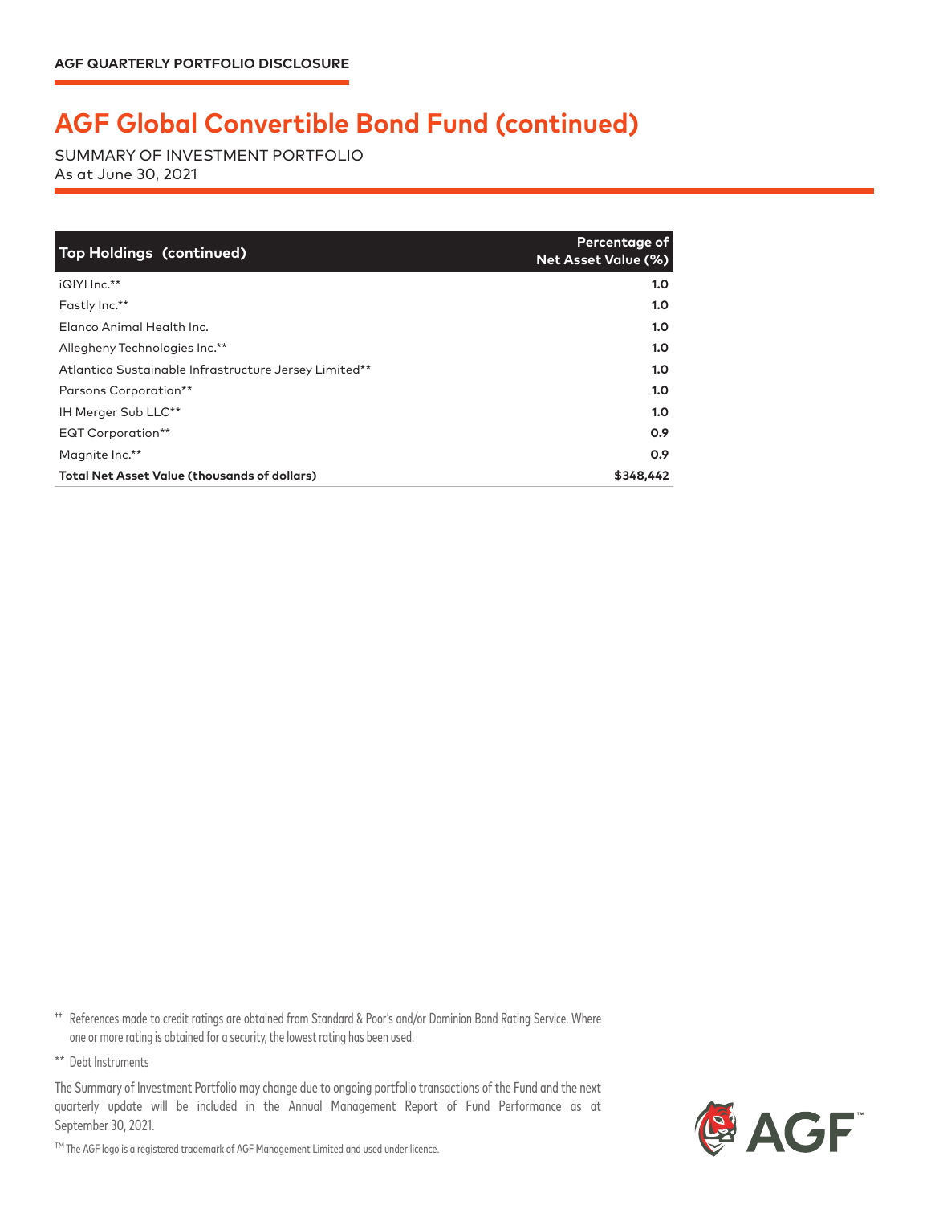AGF QUARTERLY PORTFOLIO DISCLOSURE

# AGF Global Convertible Bond Fund (continued)

SUMMARY OF INVESTMENT PORTFOLIO
As at June 30, 2021

| Top Holdings (continued) | Percentage of Net Asset Value (%) |
| --- | --- |
| iQIYI Inc.** | 1.0 |
| Fastly Inc.** | 1.0 |
| Elanco Animal Health Inc. | 1.0 |
| Allegheny Technologies Inc.** | 1.0 |
| Atlantica Sustainable Infrastructure Jersey Limited** | 1.0 |
| Parsons Corporation** | 1.0 |
| IH Merger Sub LLC** | 1.0 |
| EQT Corporation** | 0.9 |
| Magnite Inc.** | 0.9 |
| **Total Net Asset Value (thousands of dollars)** | **$348,442** |

†† References made to credit ratings are obtained from Standard & Poor's and/or Dominion Bond Rating Service. Where one or more rating is obtained for a security, the lowest rating has been used.

** Debt Instruments

The Summary of Investment Portfolio may change due to ongoing portfolio transactions of the Fund and the next quarterly update will be included in the Annual Management Report of Fund Performance as at September 30, 2021.

TM The AGF logo is a registered trademark of AGF Management Limited and used under licence.